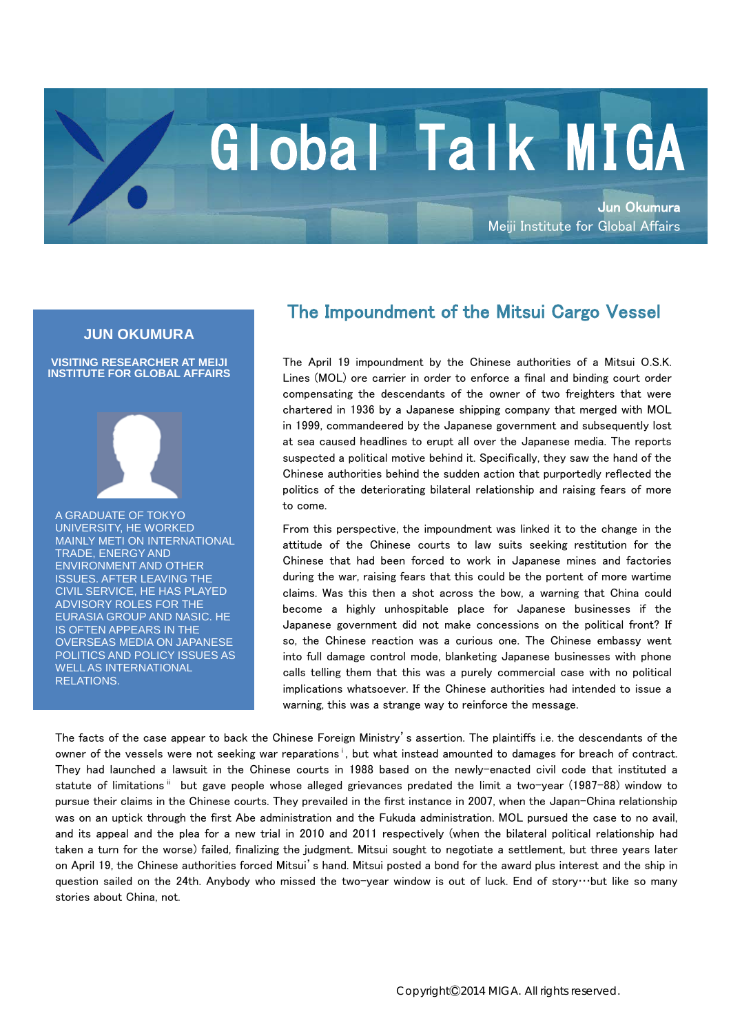# Global Talk MIGA

Jun Okumura
Meiji Institute for Global Affairs

**JUN OKUMURA**

**VISITING RESEARCHER AT MEIJI INSTITUTE FOR GLOBAL AFFAIRS**

A GRADUATE OF TOKYO UNIVERSITY, HE WORKED MAINLY METI ON INTERNATIONAL TRADE, ENERGY AND ENVIRONMENT AND OTHER ISSUES. AFTER LEAVING THE CIVIL SERVICE, HE HAS PLAYED ADVISORY ROLES FOR THE EURASIA GROUP AND NASIC. HE IS OFTEN APPEARS IN THE OVERSEAS MEDIA ON JAPANESE POLITICS AND POLICY ISSUES AS WELL AS INTERNATIONAL RELATIONS.

## The Impoundment of the Mitsui Cargo Vessel

The April 19 impoundment by the Chinese authorities of a Mitsui O.S.K. Lines (MOL) ore carrier in order to enforce a final and binding court order compensating the descendants of the owner of two freighters that were chartered in 1936 by a Japanese shipping company that merged with MOL in 1999, commandeered by the Japanese government and subsequently lost at sea caused headlines to erupt all over the Japanese media. The reports suspected a political motive behind it. Specifically, they saw the hand of the Chinese authorities behind the sudden action that purportedly reflected the politics of the deteriorating bilateral relationship and raising fears of more to come.

From this perspective, the impoundment was linked it to the change in the attitude of the Chinese courts to law suits seeking restitution for the Chinese that had been forced to work in Japanese mines and factories during the war, raising fears that this could be the portent of more wartime claims. Was this then a shot across the bow, a warning that China could become a highly unhospitable place for Japanese businesses if the Japanese government did not make concessions on the political front? If so, the Chinese reaction was a curious one. The Chinese embassy went into full damage control mode, blanketing Japanese businesses with phone calls telling them that this was a purely commercial case with no political implications whatsoever. If the Chinese authorities had intended to issue a warning, this was a strange way to reinforce the message.

The facts of the case appear to back the Chinese Foreign Ministry's assertion. The plaintiffs i.e. the descendants of the owner of the vessels were not seeking war reparations[i], but what instead amounted to damages for breach of contract. They had launched a lawsuit in the Chinese courts in 1988 based on the newly-enacted civil code that instituted a statute of limitations[ii] but gave people whose alleged grievances predated the limit a two-year (1987-88) window to pursue their claims in the Chinese courts. They prevailed in the first instance in 2007, when the Japan-China relationship was on an uptick through the first Abe administration and the Fukuda administration. MOL pursued the case to no avail, and its appeal and the plea for a new trial in 2010 and 2011 respectively (when the bilateral political relationship had taken a turn for the worse) failed, finalizing the judgment. Mitsui sought to negotiate a settlement, but three years later on April 19, the Chinese authorities forced Mitsui's hand. Mitsui posted a bond for the award plus interest and the ship in question sailed on the 24th. Anybody who missed the two-year window is out of luck. End of story…but like so many stories about China, not.

Copyright©2014 MIGA. All rights reserved.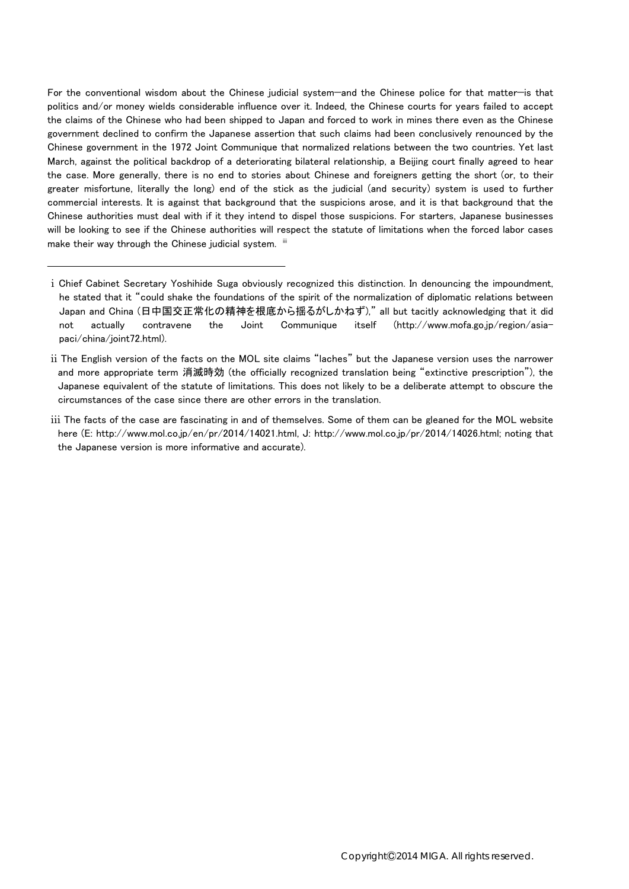For the conventional wisdom about the Chinese judicial system—and the Chinese police for that matter—is that politics and/or money wields considerable influence over it. Indeed, the Chinese courts for years failed to accept the claims of the Chinese who had been shipped to Japan and forced to work in mines there even as the Chinese government declined to confirm the Japanese assertion that such claims had been conclusively renounced by the Chinese government in the 1972 Joint Communique that normalized relations between the two countries. Yet last March, against the political backdrop of a deteriorating bilateral relationship, a Beijing court finally agreed to hear the case. More generally, there is no end to stories about Chinese and foreigners getting the short (or, to their greater misfortune, literally the long) end of the stick as the judicial (and security) system is used to further commercial interests. It is against that background that the suspicions arose, and it is that background that the Chinese authorities must deal with if it they intend to dispel those suspicions. For starters, Japanese businesses will be looking to see if the Chinese authorities will respect the statute of limitations when the forced labor cases make their way through the Chinese judicial system. [iii]

---

i Chief Cabinet Secretary Yoshihide Suga obviously recognized this distinction. In denouncing the impoundment, he stated that it "could shake the foundations of the spirit of the normalization of diplomatic relations between Japan and China (日中国交正常化の精神を根底から揺るがしかねず)," all but tacitly acknowledging that it did not actually contravene the Joint Communique itself (http://www.mofa.go.jp/region/asia-paci/china/joint72.html).

ii The English version of the facts on the MOL site claims "laches" but the Japanese version uses the narrower and more appropriate term 消滅時効 (the officially recognized translation being "extinctive prescription"), the Japanese equivalent of the statute of limitations. This does not likely to be a deliberate attempt to obscure the circumstances of the case since there are other errors in the translation.

iii The facts of the case are fascinating in and of themselves. Some of them can be gleaned for the MOL website here (E: http://www.mol.co.jp/en/pr/2014/14021.html, J: http://www.mol.co.jp/pr/2014/14026.html; noting that the Japanese version is more informative and accurate).

Copyright©2014 MIGA. All rights reserved.